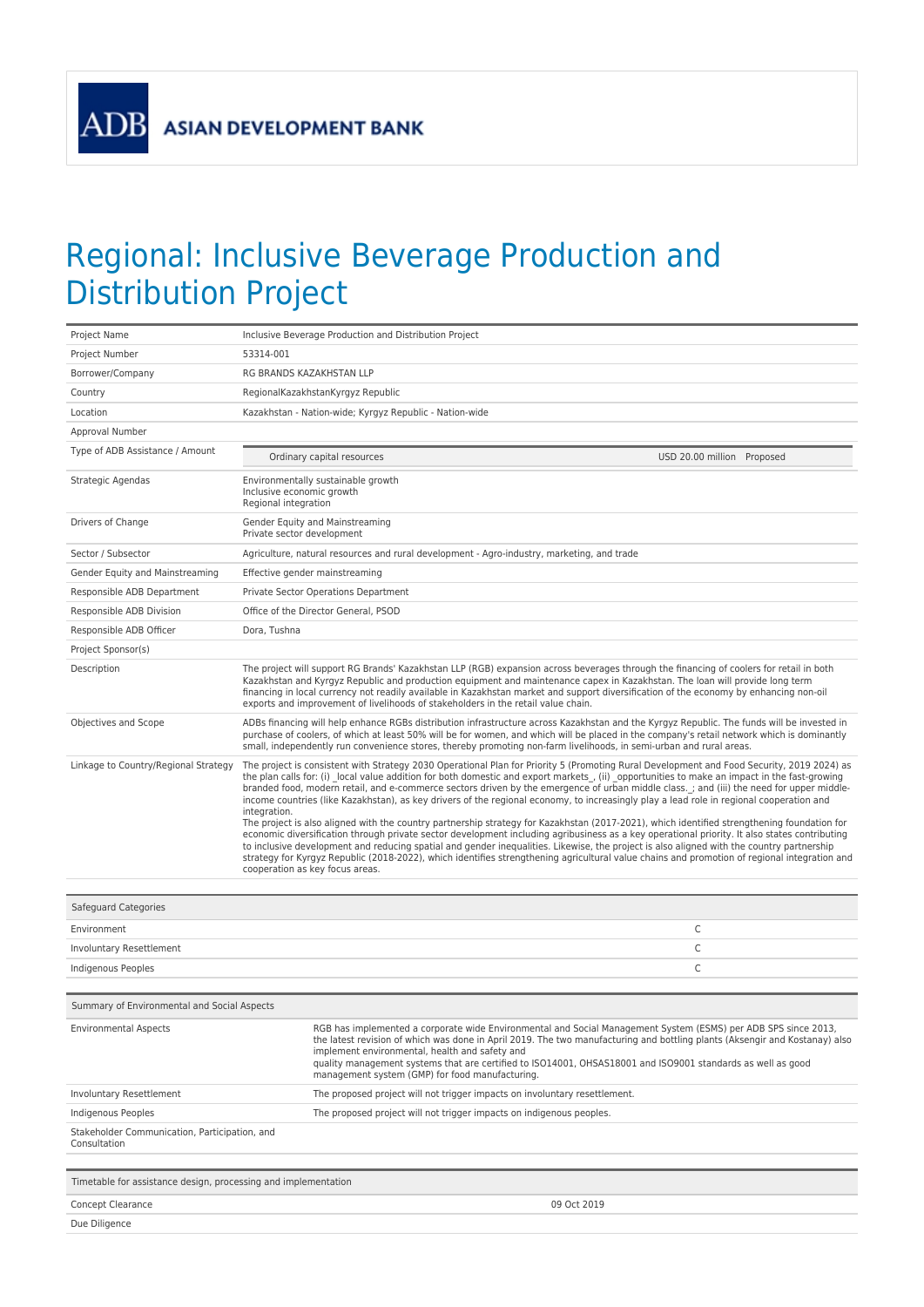ADB ASIAN DEVELOPMENT BANK

# Regional: Inclusive Beverage Production and Distribution Project

| | |
|---|---|
| Project Name | Inclusive Beverage Production and Distribution Project |
| Project Number | 53314-001 |
| Borrower/Company | RG BRANDS KAZAKHSTAN LLP |
| Country | RegionalKazakhstanKyrgyz Republic |
| Location | Kazakhstan - Nation-wide; Kyrgyz Republic - Nation-wide |
| Approval Number | |
| Type of ADB Assistance / Amount | Ordinary capital resources — USD 20.00 million Proposed |
| Strategic Agendas | Environmentally sustainable growth<br>Inclusive economic growth<br>Regional integration |
| Drivers of Change | Gender Equity and Mainstreaming<br>Private sector development |
| Sector / Subsector | Agriculture, natural resources and rural development - Agro-industry, marketing, and trade |
| Gender Equity and Mainstreaming | Effective gender mainstreaming |
| Responsible ADB Department | Private Sector Operations Department |
| Responsible ADB Division | Office of the Director General, PSOD |
| Responsible ADB Officer | Dora, Tushna |
| Project Sponsor(s) | |
| Description | The project will support RG Brands' Kazakhstan LLP (RGB) expansion across beverages through the financing of coolers for retail in both Kazakhstan and Kyrgyz Republic and production equipment and maintenance capex in Kazakhstan. The loan will provide long term financing in local currency not readily available in Kazakhstan market and support diversification of the economy by enhancing non-oil exports and improvement of livelihoods of stakeholders in the retail value chain. |
| Objectives and Scope | ADBs financing will help enhance RGBs distribution infrastructure across Kazakhstan and the Kyrgyz Republic. The funds will be invested in purchase of coolers, of which at least 50% will be for women, and which will be placed in the company's retail network which is dominantly small, independently run convenience stores, thereby promoting non-farm livelihoods, in semi-urban and rural areas. |
| Linkage to Country/Regional Strategy | The project is consistent with Strategy 2030 Operational Plan for Priority 5 (Promoting Rural Development and Food Security, 2019 2024) as the plan calls for: (i) _local value addition for both domestic and export markets_, (ii) _opportunities to make an impact in the fast-growing branded food, modern retail, and e-commerce sectors driven by the emergence of urban middle class._; and (iii) the need for upper middle-income countries (like Kazakhstan), as key drivers of the regional economy, to increasingly play a lead role in regional cooperation and integration.<br>The project is also aligned with the country partnership strategy for Kazakhstan (2017-2021), which identified strengthening foundation for economic diversification through private sector development including agribusiness as a key operational priority. It also states contributing to inclusive development and reducing spatial and gender inequalities. Likewise, the project is also aligned with the country partnership strategy for Kyrgyz Republic (2018-2022), which identifies strengthening agricultural value chains and promotion of regional integration and cooperation as key focus areas. |

| Safeguard Categories | |
|---|---|
| Environment | C |
| Involuntary Resettlement | C |
| Indigenous Peoples | C |

| Summary of Environmental and Social Aspects | |
|---|---|
| Environmental Aspects | RGB has implemented a corporate wide Environmental and Social Management System (ESMS) per ADB SPS since 2013, the latest revision of which was done in April 2019. The two manufacturing and bottling plants (Aksengir and Kostanay) also implement environmental, health and safety and<br>quality management systems that are certified to ISO14001, OHSAS18001 and ISO9001 standards as well as good management system (GMP) for food manufacturing. |
| Involuntary Resettlement | The proposed project will not trigger impacts on involuntary resettlement. |
| Indigenous Peoples | The proposed project will not trigger impacts on indigenous peoples. |
| Stakeholder Communication, Participation, and Consultation | |

| Timetable for assistance design, processing and implementation | |
|---|---|
| Concept Clearance | 09 Oct 2019 |
| Due Diligence | |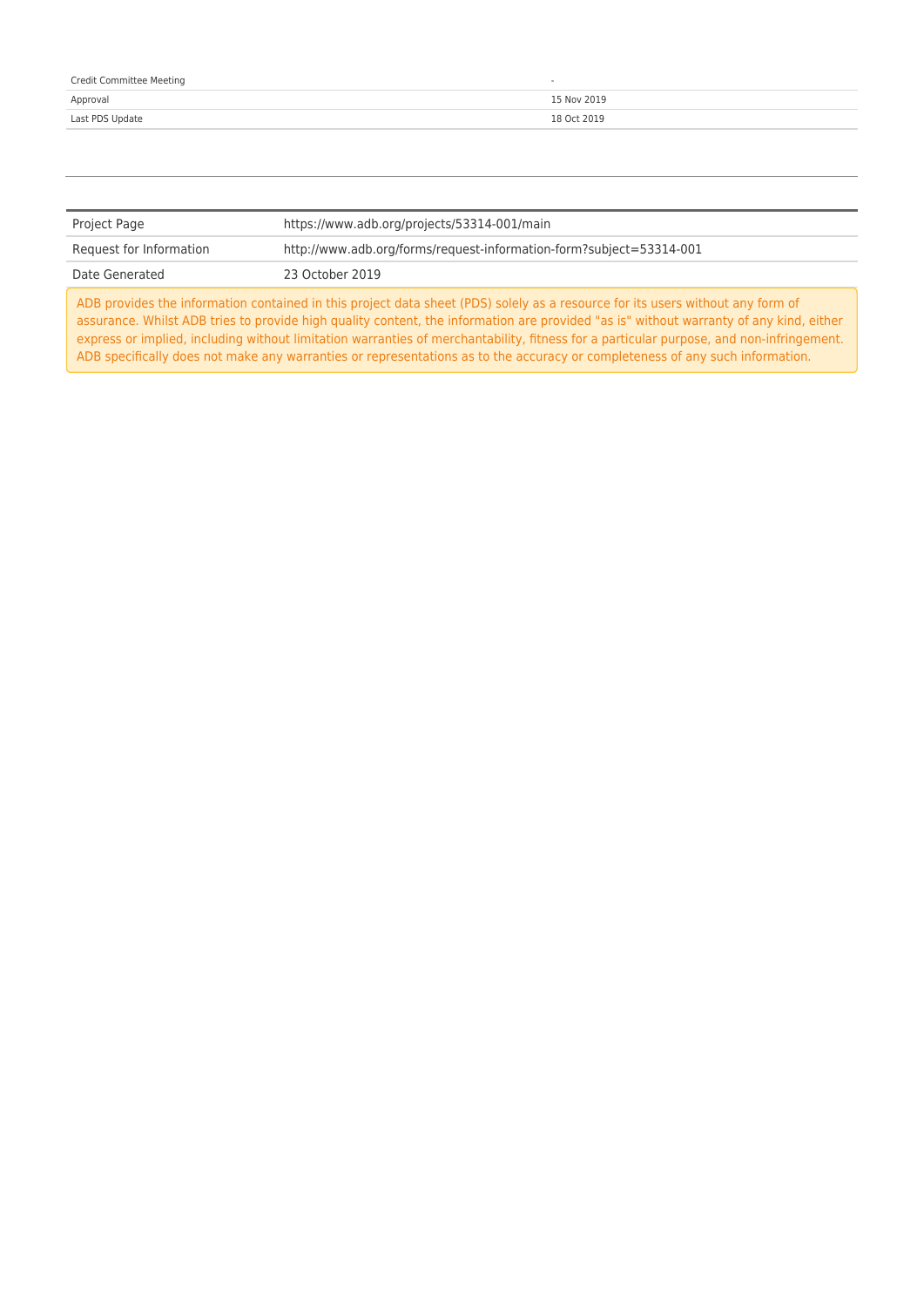| | |
|---|---|
| Credit Committee Meeting | - |
| Approval | 15 Nov 2019 |
| Last PDS Update | 18 Oct 2019 |

| | |
|---|---|
| Project Page | https://www.adb.org/projects/53314-001/main |
| Request for Information | http://www.adb.org/forms/request-information-form?subject=53314-001 |
| Date Generated | 23 October 2019 |

ADB provides the information contained in this project data sheet (PDS) solely as a resource for its users without any form of assurance. Whilst ADB tries to provide high quality content, the information are provided "as is" without warranty of any kind, either express or implied, including without limitation warranties of merchantability, fitness for a particular purpose, and non-infringement. ADB specifically does not make any warranties or representations as to the accuracy or completeness of any such information.